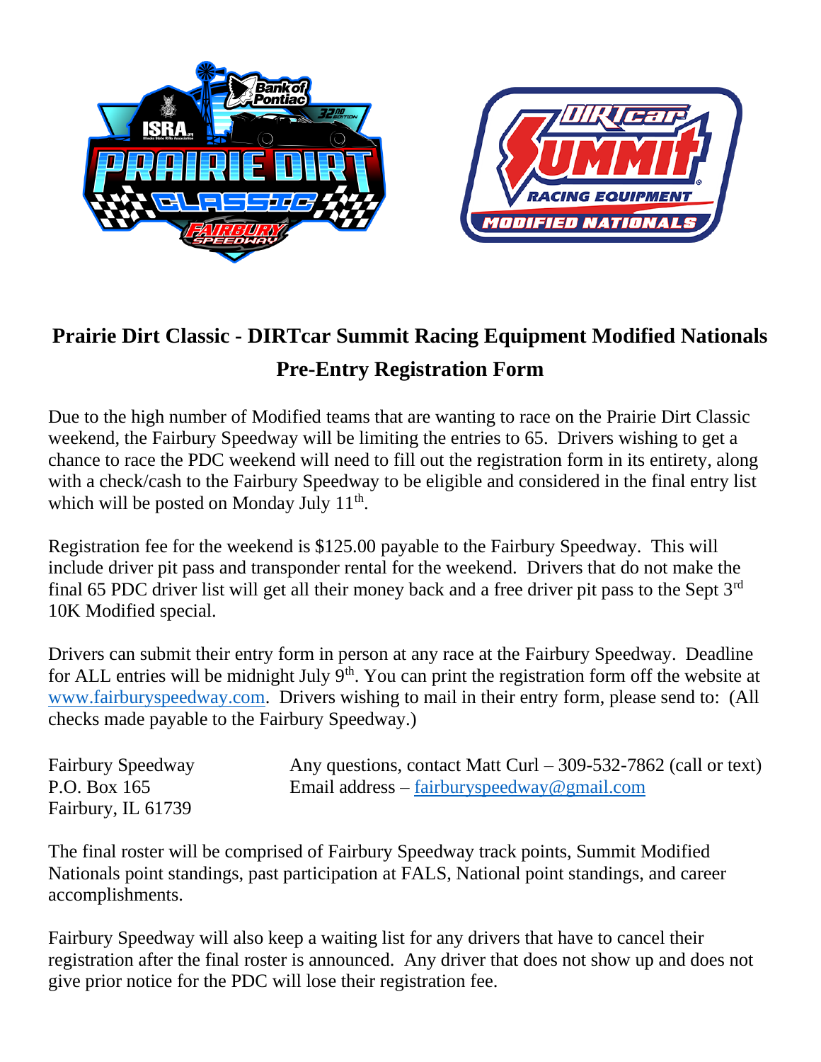# Prairie Dirt Classic - DIRTcar Summit Racing Equipment Modified Nationals

## Pre-Entry Registration Form

Due to the high number of Modified teams that are wanting to race on the Prairie Dirt Classic weekend, the Fairbury Speedway will be limiting the entries to 65. Drivers wishing to get a chance to race the PDC weekend will need to fill out the registration form in its entirety, along with a check/cash to the Fairbury Speedway to be eligible and considered in the final entry list which will be posted on Monday July 11th.

Registration fee for the weekend is $125.00 payable to the Fairbury Speedway. This will include driver pit pass and transponder rental for the weekend. Drivers that do not make the final 65 PDC driver list will get all their money back and a free driver pit pass to the Sept 3rd 10K Modified special.

Drivers can submit their entry form in person at any race at the Fairbury Speedway. Deadline for ALL entries will be midnight July 9th. You can print the registration form off the website at www.fairburyspeedway.com. Drivers wishing to mail in their entry form, please send to: (All checks made payable to the Fairbury Speedway.)

Fairbury Speedway
P.O. Box 165
Fairbury, IL 61739

Any questions, contact Matt Curl – 309-532-7862 (call or text)
Email address – fairburyspeedway@gmail.com

The final roster will be comprised of Fairbury Speedway track points, Summit Modified Nationals point standings, past participation at FALS, National point standings, and career accomplishments.

Fairbury Speedway will also keep a waiting list for any drivers that have to cancel their registration after the final roster is announced. Any driver that does not show up and does not give prior notice for the PDC will lose their registration fee.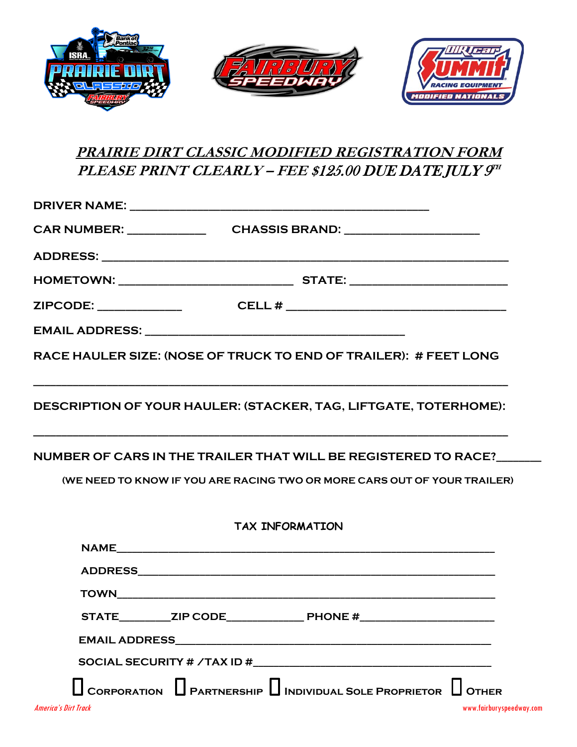# *PRAIRIE DIRT CLASSIC MODIFIED REGISTRATION FORM*

## *PLEASE PRINT CLEARLY – FEE $125.00 DUE DATE JULY 9TH*

DRIVER NAME: _______________________________________________

CAR NUMBER: ____________ CHASSIS BRAND: ____________________

ADDRESS: ________________________________________________________________

HOMETOWN: ___________________________ STATE: ________________________

ZIPCODE: _____________ CELL # __________________________________

EMAIL ADDRESS: _________________________________________

RACE HAULER SIZE: (NOSE OF TRUCK TO END OF TRAILER): # FEET LONG

__________________________________________________________________________

DESCRIPTION OF YOUR HAULER: (STACKER, TAG, LIFTGATE, TOTERHOME):

__________________________________________________________________________

NUMBER OF CARS IN THE TRAILER THAT WILL BE REGISTERED TO RACE?_______

(WE NEED TO KNOW IF YOU ARE RACING TWO OR MORE CARS OUT OF YOUR TRAILER)

### TAX INFORMATION

NAME_________________________________________________________________

ADDRESS______________________________________________________________

TOWN_________________________________________________________________

STATE_________ZIP CODE____________ PHONE #_____________________

EMAIL ADDRESS_________________________________________________

SOCIAL SECURITY # / TAX ID #_____________________________________

☐ CORPORATION ☐ PARTNERSHIP ☐ INDIVIDUAL SOLE PROPRIETOR ☐ OTHER

*America's Dirt Track* www.fairburyspeedway.com